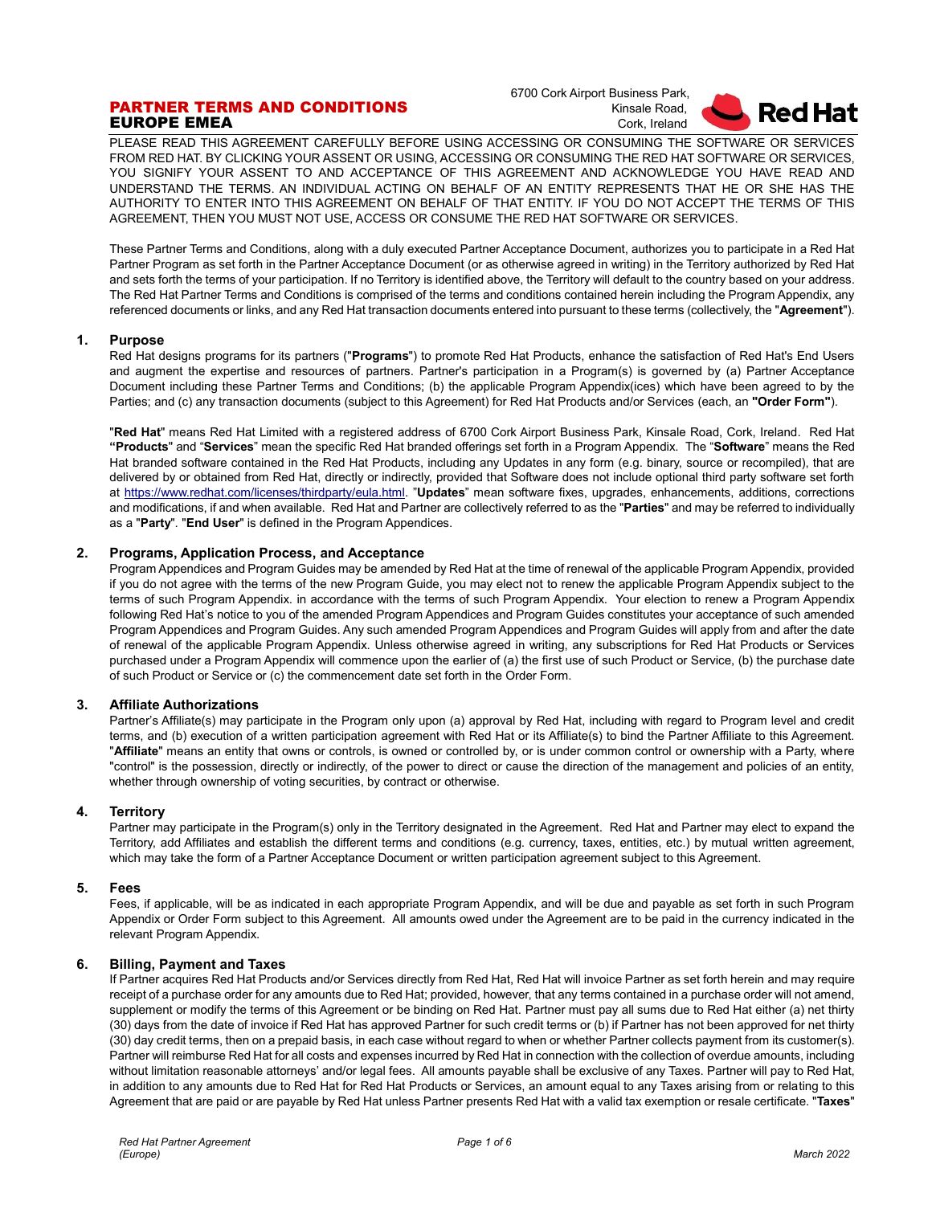# PARTNER TERMS AND CONDITIONS
## EUROPE EMEA

6700 Cork Airport Business Park,
Kinsale Road,
Cork, Ireland

PLEASE READ THIS AGREEMENT CAREFULLY BEFORE USING ACCESSING OR CONSUMING THE SOFTWARE OR SERVICES FROM RED HAT. BY CLICKING YOUR ASSENT OR USING, ACCESSING OR CONSUMING THE RED HAT SOFTWARE OR SERVICES, YOU SIGNIFY YOUR ASSENT TO AND ACCEPTANCE OF THIS AGREEMENT AND ACKNOWLEDGE YOU HAVE READ AND UNDERSTAND THE TERMS. AN INDIVIDUAL ACTING ON BEHALF OF AN ENTITY REPRESENTS THAT HE OR SHE HAS THE AUTHORITY TO ENTER INTO THIS AGREEMENT ON BEHALF OF THAT ENTITY. IF YOU DO NOT ACCEPT THE TERMS OF THIS AGREEMENT, THEN YOU MUST NOT USE, ACCESS OR CONSUME THE RED HAT SOFTWARE OR SERVICES.

These Partner Terms and Conditions, along with a duly executed Partner Acceptance Document, authorizes you to participate in a Red Hat Partner Program as set forth in the Partner Acceptance Document (or as otherwise agreed in writing) in the Territory authorized by Red Hat and sets forth the terms of your participation. If no Territory is identified above, the Territory will default to the country based on your address. The Red Hat Partner Terms and Conditions is comprised of the terms and conditions contained herein including the Program Appendix, any referenced documents or links, and any Red Hat transaction documents entered into pursuant to these terms (collectively, the "**Agreement**").

### 1. Purpose

Red Hat designs programs for its partners ("**Programs**") to promote Red Hat Products, enhance the satisfaction of Red Hat's End Users and augment the expertise and resources of partners. Partner's participation in a Program(s) is governed by (a) Partner Acceptance Document including these Partner Terms and Conditions; (b) the applicable Program Appendix(ices) which have been agreed to by the Parties; and (c) any transaction documents (subject to this Agreement) for Red Hat Products and/or Services (each, an **"Order Form"**).

"**Red Hat**" means Red Hat Limited with a registered address of 6700 Cork Airport Business Park, Kinsale Road, Cork, Ireland. Red Hat **"Products**" and "**Services**" mean the specific Red Hat branded offerings set forth in a Program Appendix. The "**Software**" means the Red Hat branded software contained in the Red Hat Products, including any Updates in any form (e.g. binary, source or recompiled), that are delivered by or obtained from Red Hat, directly or indirectly, provided that Software does not include optional third party software set forth at https://www.redhat.com/licenses/thirdparty/eula.html. "**Updates**" mean software fixes, upgrades, enhancements, additions, corrections and modifications, if and when available. Red Hat and Partner are collectively referred to as the "**Parties**" and may be referred to individually as a "**Party**". "**End User**" is defined in the Program Appendices.

### 2. Programs, Application Process, and Acceptance

Program Appendices and Program Guides may be amended by Red Hat at the time of renewal of the applicable Program Appendix, provided if you do not agree with the terms of the new Program Guide, you may elect not to renew the applicable Program Appendix subject to the terms of such Program Appendix. in accordance with the terms of such Program Appendix. Your election to renew a Program Appendix following Red Hat's notice to you of the amended Program Appendices and Program Guides constitutes your acceptance of such amended Program Appendices and Program Guides. Any such amended Program Appendices and Program Guides will apply from and after the date of renewal of the applicable Program Appendix. Unless otherwise agreed in writing, any subscriptions for Red Hat Products or Services purchased under a Program Appendix will commence upon the earlier of (a) the first use of such Product or Service, (b) the purchase date of such Product or Service or (c) the commencement date set forth in the Order Form.

### 3. Affiliate Authorizations

Partner's Affiliate(s) may participate in the Program only upon (a) approval by Red Hat, including with regard to Program level and credit terms, and (b) execution of a written participation agreement with Red Hat or its Affiliate(s) to bind the Partner Affiliate to this Agreement. "**Affiliate**" means an entity that owns or controls, is owned or controlled by, or is under common control or ownership with a Party, where "control" is the possession, directly or indirectly, of the power to direct or cause the direction of the management and policies of an entity, whether through ownership of voting securities, by contract or otherwise.

### 4. Territory

Partner may participate in the Program(s) only in the Territory designated in the Agreement. Red Hat and Partner may elect to expand the Territory, add Affiliates and establish the different terms and conditions (e.g. currency, taxes, entities, etc.) by mutual written agreement, which may take the form of a Partner Acceptance Document or written participation agreement subject to this Agreement.

### 5. Fees

Fees, if applicable, will be as indicated in each appropriate Program Appendix, and will be due and payable as set forth in such Program Appendix or Order Form subject to this Agreement. All amounts owed under the Agreement are to be paid in the currency indicated in the relevant Program Appendix.

### 6. Billing, Payment and Taxes

If Partner acquires Red Hat Products and/or Services directly from Red Hat, Red Hat will invoice Partner as set forth herein and may require receipt of a purchase order for any amounts due to Red Hat; provided, however, that any terms contained in a purchase order will not amend, supplement or modify the terms of this Agreement or be binding on Red Hat. Partner must pay all sums due to Red Hat either (a) net thirty (30) days from the date of invoice if Red Hat has approved Partner for such credit terms or (b) if Partner has not been approved for net thirty (30) day credit terms, then on a prepaid basis, in each case without regard to when or whether Partner collects payment from its customer(s). Partner will reimburse Red Hat for all costs and expenses incurred by Red Hat in connection with the collection of overdue amounts, including without limitation reasonable attorneys' and/or legal fees. All amounts payable shall be exclusive of any Taxes. Partner will pay to Red Hat, in addition to any amounts due to Red Hat for Red Hat Products or Services, an amount equal to any Taxes arising from or relating to this Agreement that are paid or are payable by Red Hat unless Partner presents Red Hat with a valid tax exemption or resale certificate. "**Taxes**"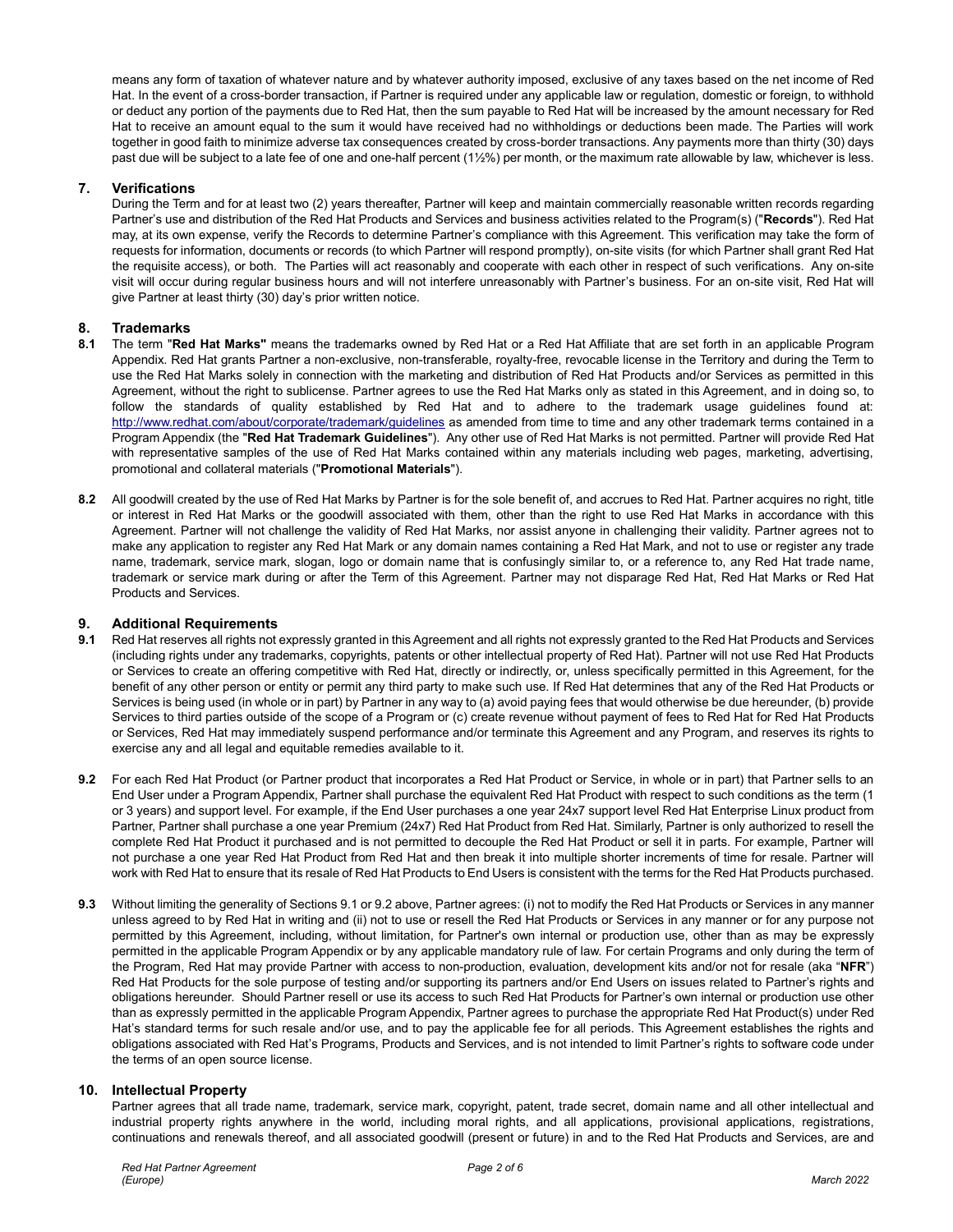means any form of taxation of whatever nature and by whatever authority imposed, exclusive of any taxes based on the net income of Red Hat. In the event of a cross-border transaction, if Partner is required under any applicable law or regulation, domestic or foreign, to withhold or deduct any portion of the payments due to Red Hat, then the sum payable to Red Hat will be increased by the amount necessary for Red Hat to receive an amount equal to the sum it would have received had no withholdings or deductions been made. The Parties will work together in good faith to minimize adverse tax consequences created by cross-border transactions. Any payments more than thirty (30) days past due will be subject to a late fee of one and one-half percent (1½%) per month, or the maximum rate allowable by law, whichever is less.

## 7. Verifications

During the Term and for at least two (2) years thereafter, Partner will keep and maintain commercially reasonable written records regarding Partner's use and distribution of the Red Hat Products and Services and business activities related to the Program(s) ("**Records**"). Red Hat may, at its own expense, verify the Records to determine Partner's compliance with this Agreement. This verification may take the form of requests for information, documents or records (to which Partner will respond promptly), on-site visits (for which Partner shall grant Red Hat the requisite access), or both. The Parties will act reasonably and cooperate with each other in respect of such verifications. Any on-site visit will occur during regular business hours and will not interfere unreasonably with Partner's business. For an on-site visit, Red Hat will give Partner at least thirty (30) day's prior written notice.

## 8. Trademarks

**8.1** The term "**Red Hat Marks"** means the trademarks owned by Red Hat or a Red Hat Affiliate that are set forth in an applicable Program Appendix. Red Hat grants Partner a non-exclusive, non-transferable, royalty-free, revocable license in the Territory and during the Term to use the Red Hat Marks solely in connection with the marketing and distribution of Red Hat Products and/or Services as permitted in this Agreement, without the right to sublicense. Partner agrees to use the Red Hat Marks only as stated in this Agreement, and in doing so, to follow the standards of quality established by Red Hat and to adhere to the trademark usage guidelines found at: http://www.redhat.com/about/corporate/trademark/guidelines as amended from time to time and any other trademark terms contained in a Program Appendix (the "**Red Hat Trademark Guidelines**"). Any other use of Red Hat Marks is not permitted. Partner will provide Red Hat with representative samples of the use of Red Hat Marks contained within any materials including web pages, marketing, advertising, promotional and collateral materials ("**Promotional Materials**").

**8.2** All goodwill created by the use of Red Hat Marks by Partner is for the sole benefit of, and accrues to Red Hat. Partner acquires no right, title or interest in Red Hat Marks or the goodwill associated with them, other than the right to use Red Hat Marks in accordance with this Agreement. Partner will not challenge the validity of Red Hat Marks, nor assist anyone in challenging their validity. Partner agrees not to make any application to register any Red Hat Mark or any domain names containing a Red Hat Mark, and not to use or register any trade name, trademark, service mark, slogan, logo or domain name that is confusingly similar to, or a reference to, any Red Hat trade name, trademark or service mark during or after the Term of this Agreement. Partner may not disparage Red Hat, Red Hat Marks or Red Hat Products and Services.

## 9. Additional Requirements

**9.1** Red Hat reserves all rights not expressly granted in this Agreement and all rights not expressly granted to the Red Hat Products and Services (including rights under any trademarks, copyrights, patents or other intellectual property of Red Hat). Partner will not use Red Hat Products or Services to create an offering competitive with Red Hat, directly or indirectly, or, unless specifically permitted in this Agreement, for the benefit of any other person or entity or permit any third party to make such use. If Red Hat determines that any of the Red Hat Products or Services is being used (in whole or in part) by Partner in any way to (a) avoid paying fees that would otherwise be due hereunder, (b) provide Services to third parties outside of the scope of a Program or (c) create revenue without payment of fees to Red Hat for Red Hat Products or Services, Red Hat may immediately suspend performance and/or terminate this Agreement and any Program, and reserves its rights to exercise any and all legal and equitable remedies available to it.

**9.2** For each Red Hat Product (or Partner product that incorporates a Red Hat Product or Service, in whole or in part) that Partner sells to an End User under a Program Appendix, Partner shall purchase the equivalent Red Hat Product with respect to such conditions as the term (1 or 3 years) and support level. For example, if the End User purchases a one year 24x7 support level Red Hat Enterprise Linux product from Partner, Partner shall purchase a one year Premium (24x7) Red Hat Product from Red Hat. Similarly, Partner is only authorized to resell the complete Red Hat Product it purchased and is not permitted to decouple the Red Hat Product or sell it in parts. For example, Partner will not purchase a one year Red Hat Product from Red Hat and then break it into multiple shorter increments of time for resale. Partner will work with Red Hat to ensure that its resale of Red Hat Products to End Users is consistent with the terms for the Red Hat Products purchased.

**9.3** Without limiting the generality of Sections 9.1 or 9.2 above, Partner agrees: (i) not to modify the Red Hat Products or Services in any manner unless agreed to by Red Hat in writing and (ii) not to use or resell the Red Hat Products or Services in any manner or for any purpose not permitted by this Agreement, including, without limitation, for Partner's own internal or production use, other than as may be expressly permitted in the applicable Program Appendix or by any applicable mandatory rule of law. For certain Programs and only during the term of the Program, Red Hat may provide Partner with access to non-production, evaluation, development kits and/or not for resale (aka "**NFR**") Red Hat Products for the sole purpose of testing and/or supporting its partners and/or End Users on issues related to Partner's rights and obligations hereunder. Should Partner resell or use its access to such Red Hat Products for Partner's own internal or production use other than as expressly permitted in the applicable Program Appendix, Partner agrees to purchase the appropriate Red Hat Product(s) under Red Hat's standard terms for such resale and/or use, and to pay the applicable fee for all periods. This Agreement establishes the rights and obligations associated with Red Hat's Programs, Products and Services, and is not intended to limit Partner's rights to software code under the terms of an open source license.

## 10. Intellectual Property

Partner agrees that all trade name, trademark, service mark, copyright, patent, trade secret, domain name and all other intellectual and industrial property rights anywhere in the world, including moral rights, and all applications, provisional applications, registrations, continuations and renewals thereof, and all associated goodwill (present or future) in and to the Red Hat Products and Services, are and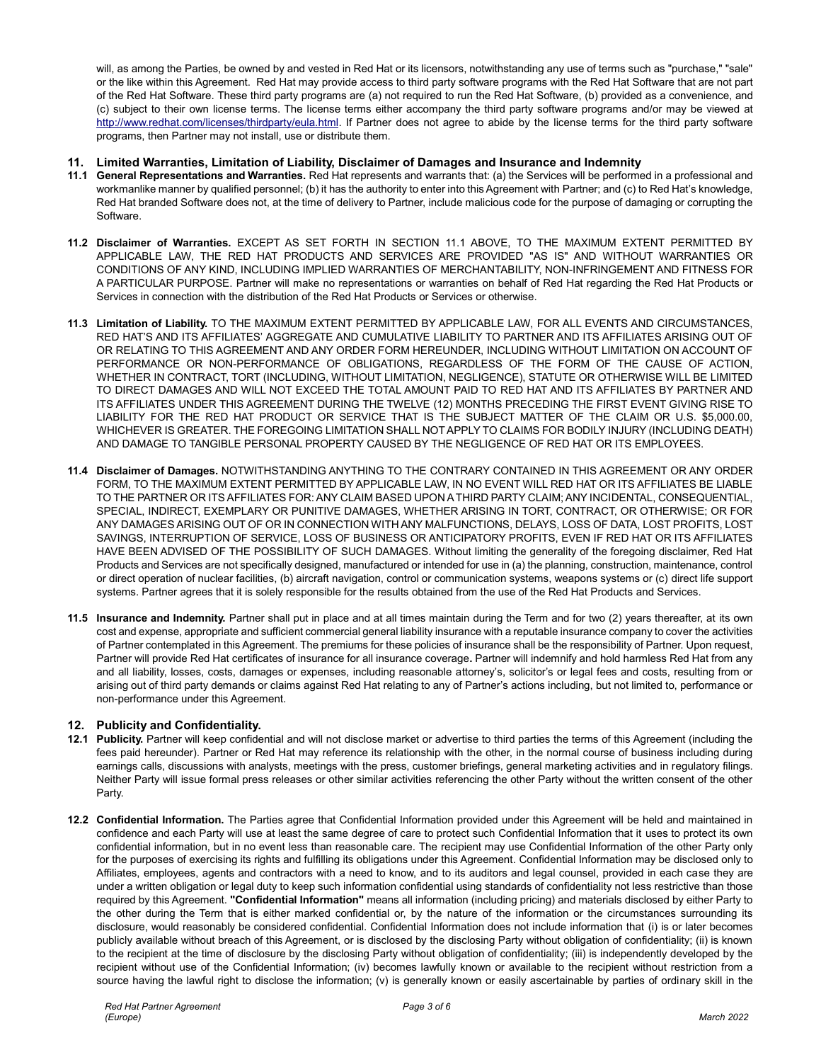will, as among the Parties, be owned by and vested in Red Hat or its licensors, notwithstanding any use of terms such as "purchase," "sale" or the like within this Agreement. Red Hat may provide access to third party software programs with the Red Hat Software that are not part of the Red Hat Software. These third party programs are (a) not required to run the Red Hat Software, (b) provided as a convenience, and (c) subject to their own license terms. The license terms either accompany the third party software programs and/or may be viewed at http://www.redhat.com/licenses/thirdparty/eula.html. If Partner does not agree to abide by the license terms for the third party software programs, then Partner may not install, use or distribute them.

## 11. Limited Warranties, Limitation of Liability, Disclaimer of Damages and Insurance and Indemnity

**11.1 General Representations and Warranties.** Red Hat represents and warrants that: (a) the Services will be performed in a professional and workmanlike manner by qualified personnel; (b) it has the authority to enter into this Agreement with Partner; and (c) to Red Hat's knowledge, Red Hat branded Software does not, at the time of delivery to Partner, include malicious code for the purpose of damaging or corrupting the Software.

**11.2 Disclaimer of Warranties.** EXCEPT AS SET FORTH IN SECTION 11.1 ABOVE, TO THE MAXIMUM EXTENT PERMITTED BY APPLICABLE LAW, THE RED HAT PRODUCTS AND SERVICES ARE PROVIDED "AS IS" AND WITHOUT WARRANTIES OR CONDITIONS OF ANY KIND, INCLUDING IMPLIED WARRANTIES OF MERCHANTABILITY, NON-INFRINGEMENT AND FITNESS FOR A PARTICULAR PURPOSE. Partner will make no representations or warranties on behalf of Red Hat regarding the Red Hat Products or Services in connection with the distribution of the Red Hat Products or Services or otherwise.

**11.3 Limitation of Liability.** TO THE MAXIMUM EXTENT PERMITTED BY APPLICABLE LAW, FOR ALL EVENTS AND CIRCUMSTANCES, RED HAT'S AND ITS AFFILIATES' AGGREGATE AND CUMULATIVE LIABILITY TO PARTNER AND ITS AFFILIATES ARISING OUT OF OR RELATING TO THIS AGREEMENT AND ANY ORDER FORM HEREUNDER, INCLUDING WITHOUT LIMITATION ON ACCOUNT OF PERFORMANCE OR NON-PERFORMANCE OF OBLIGATIONS, REGARDLESS OF THE FORM OF THE CAUSE OF ACTION, WHETHER IN CONTRACT, TORT (INCLUDING, WITHOUT LIMITATION, NEGLIGENCE), STATUTE OR OTHERWISE WILL BE LIMITED TO DIRECT DAMAGES AND WILL NOT EXCEED THE TOTAL AMOUNT PAID TO RED HAT AND ITS AFFILIATES BY PARTNER AND ITS AFFILIATES UNDER THIS AGREEMENT DURING THE TWELVE (12) MONTHS PRECEDING THE FIRST EVENT GIVING RISE TO LIABILITY FOR THE RED HAT PRODUCT OR SERVICE THAT IS THE SUBJECT MATTER OF THE CLAIM OR U.S. $5,000.00, WHICHEVER IS GREATER. THE FOREGOING LIMITATION SHALL NOT APPLY TO CLAIMS FOR BODILY INJURY (INCLUDING DEATH) AND DAMAGE TO TANGIBLE PERSONAL PROPERTY CAUSED BY THE NEGLIGENCE OF RED HAT OR ITS EMPLOYEES.

**11.4 Disclaimer of Damages.** NOTWITHSTANDING ANYTHING TO THE CONTRARY CONTAINED IN THIS AGREEMENT OR ANY ORDER FORM, TO THE MAXIMUM EXTENT PERMITTED BY APPLICABLE LAW, IN NO EVENT WILL RED HAT OR ITS AFFILIATES BE LIABLE TO THE PARTNER OR ITS AFFILIATES FOR: ANY CLAIM BASED UPON A THIRD PARTY CLAIM; ANY INCIDENTAL, CONSEQUENTIAL, SPECIAL, INDIRECT, EXEMPLARY OR PUNITIVE DAMAGES, WHETHER ARISING IN TORT, CONTRACT, OR OTHERWISE; OR FOR ANY DAMAGES ARISING OUT OF OR IN CONNECTION WITH ANY MALFUNCTIONS, DELAYS, LOSS OF DATA, LOST PROFITS, LOST SAVINGS, INTERRUPTION OF SERVICE, LOSS OF BUSINESS OR ANTICIPATORY PROFITS, EVEN IF RED HAT OR ITS AFFILIATES HAVE BEEN ADVISED OF THE POSSIBILITY OF SUCH DAMAGES. Without limiting the generality of the foregoing disclaimer, Red Hat Products and Services are not specifically designed, manufactured or intended for use in (a) the planning, construction, maintenance, control or direct operation of nuclear facilities, (b) aircraft navigation, control or communication systems, weapons systems or (c) direct life support systems. Partner agrees that it is solely responsible for the results obtained from the use of the Red Hat Products and Services.

**11.5 Insurance and Indemnity.** Partner shall put in place and at all times maintain during the Term and for two (2) years thereafter, at its own cost and expense, appropriate and sufficient commercial general liability insurance with a reputable insurance company to cover the activities of Partner contemplated in this Agreement. The premiums for these policies of insurance shall be the responsibility of Partner. Upon request, Partner will provide Red Hat certificates of insurance for all insurance coverage**.** Partner will indemnify and hold harmless Red Hat from any and all liability, losses, costs, damages or expenses, including reasonable attorney's, solicitor's or legal fees and costs, resulting from or arising out of third party demands or claims against Red Hat relating to any of Partner's actions including, but not limited to, performance or non-performance under this Agreement.

## 12. Publicity and Confidentiality.

**12.1 Publicity.** Partner will keep confidential and will not disclose market or advertise to third parties the terms of this Agreement (including the fees paid hereunder). Partner or Red Hat may reference its relationship with the other, in the normal course of business including during earnings calls, discussions with analysts, meetings with the press, customer briefings, general marketing activities and in regulatory filings. Neither Party will issue formal press releases or other similar activities referencing the other Party without the written consent of the other Party.

**12.2 Confidential Information.** The Parties agree that Confidential Information provided under this Agreement will be held and maintained in confidence and each Party will use at least the same degree of care to protect such Confidential Information that it uses to protect its own confidential information, but in no event less than reasonable care. The recipient may use Confidential Information of the other Party only for the purposes of exercising its rights and fulfilling its obligations under this Agreement. Confidential Information may be disclosed only to Affiliates, employees, agents and contractors with a need to know, and to its auditors and legal counsel, provided in each case they are under a written obligation or legal duty to keep such information confidential using standards of confidentiality not less restrictive than those required by this Agreement. **"Confidential Information"** means all information (including pricing) and materials disclosed by either Party to the other during the Term that is either marked confidential or, by the nature of the information or the circumstances surrounding its disclosure, would reasonably be considered confidential. Confidential Information does not include information that (i) is or later becomes publicly available without breach of this Agreement, or is disclosed by the disclosing Party without obligation of confidentiality; (ii) is known to the recipient at the time of disclosure by the disclosing Party without obligation of confidentiality; (iii) is independently developed by the recipient without use of the Confidential Information; (iv) becomes lawfully known or available to the recipient without restriction from a source having the lawful right to disclose the information; (v) is generally known or easily ascertainable by parties of ordinary skill in the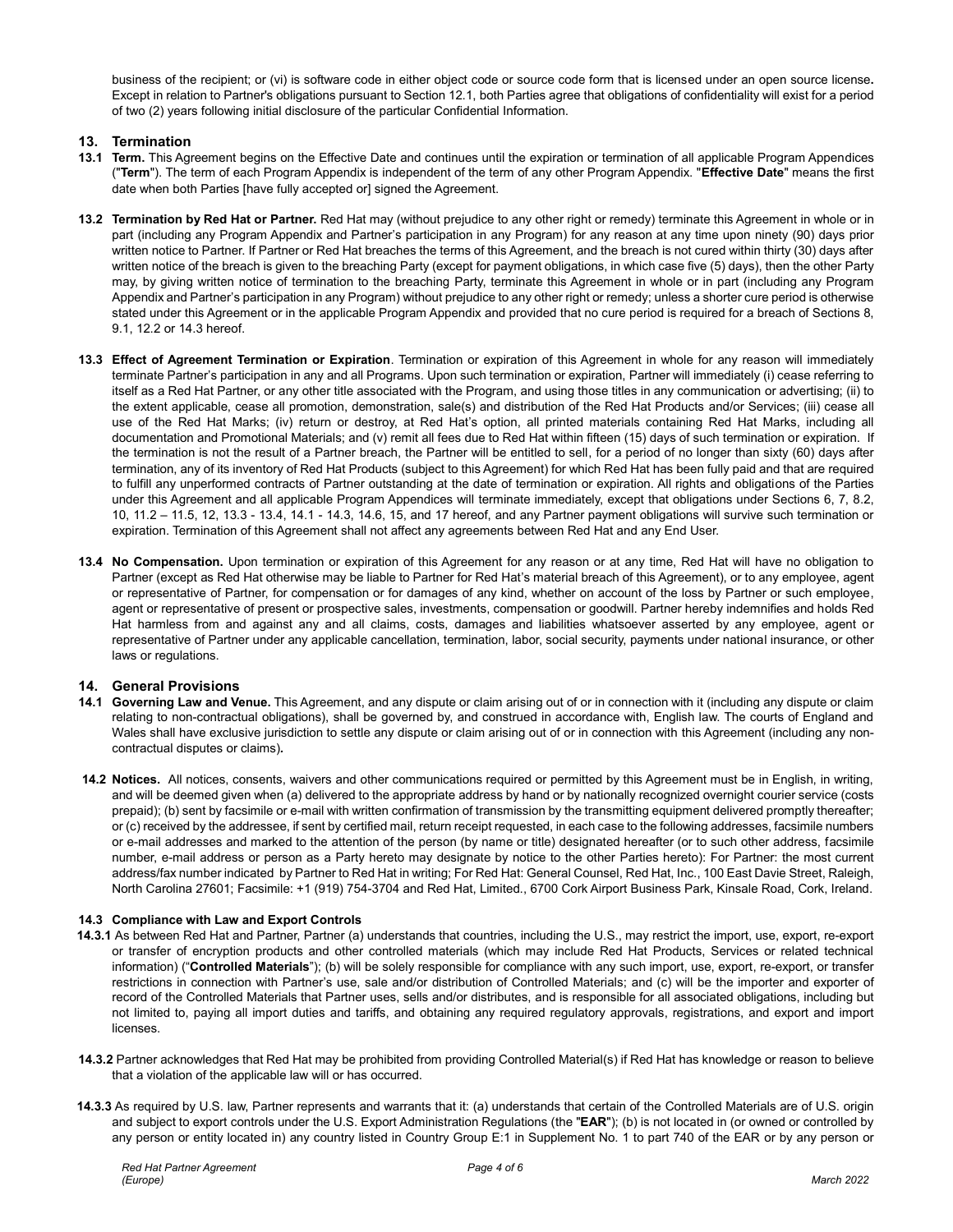business of the recipient; or (vi) is software code in either object code or source code form that is licensed under an open source license. Except in relation to Partner's obligations pursuant to Section 12.1, both Parties agree that obligations of confidentiality will exist for a period of two (2) years following initial disclosure of the particular Confidential Information.

## 13. Termination

**13.1 Term.** This Agreement begins on the Effective Date and continues until the expiration or termination of all applicable Program Appendices ("**Term**"). The term of each Program Appendix is independent of the term of any other Program Appendix. "**Effective Date**" means the first date when both Parties [have fully accepted or] signed the Agreement.

**13.2 Termination by Red Hat or Partner.** Red Hat may (without prejudice to any other right or remedy) terminate this Agreement in whole or in part (including any Program Appendix and Partner's participation in any Program) for any reason at any time upon ninety (90) days prior written notice to Partner. If Partner or Red Hat breaches the terms of this Agreement, and the breach is not cured within thirty (30) days after written notice of the breach is given to the breaching Party (except for payment obligations, in which case five (5) days), then the other Party may, by giving written notice of termination to the breaching Party, terminate this Agreement in whole or in part (including any Program Appendix and Partner's participation in any Program) without prejudice to any other right or remedy; unless a shorter cure period is otherwise stated under this Agreement or in the applicable Program Appendix and provided that no cure period is required for a breach of Sections 8, 9.1, 12.2 or 14.3 hereof.

**13.3 Effect of Agreement Termination or Expiration**. Termination or expiration of this Agreement in whole for any reason will immediately terminate Partner's participation in any and all Programs. Upon such termination or expiration, Partner will immediately (i) cease referring to itself as a Red Hat Partner, or any other title associated with the Program, and using those titles in any communication or advertising; (ii) to the extent applicable, cease all promotion, demonstration, sale(s) and distribution of the Red Hat Products and/or Services; (iii) cease all use of the Red Hat Marks; (iv) return or destroy, at Red Hat's option, all printed materials containing Red Hat Marks, including all documentation and Promotional Materials; and (v) remit all fees due to Red Hat within fifteen (15) days of such termination or expiration. If the termination is not the result of a Partner breach, the Partner will be entitled to sell, for a period of no longer than sixty (60) days after termination, any of its inventory of Red Hat Products (subject to this Agreement) for which Red Hat has been fully paid and that are required to fulfill any unperformed contracts of Partner outstanding at the date of termination or expiration. All rights and obligations of the Parties under this Agreement and all applicable Program Appendices will terminate immediately, except that obligations under Sections 6, 7, 8.2, 10, 11.2 – 11.5, 12, 13.3 - 13.4, 14.1 - 14.3, 14.6, 15, and 17 hereof, and any Partner payment obligations will survive such termination or expiration. Termination of this Agreement shall not affect any agreements between Red Hat and any End User.

**13.4 No Compensation.** Upon termination or expiration of this Agreement for any reason or at any time, Red Hat will have no obligation to Partner (except as Red Hat otherwise may be liable to Partner for Red Hat's material breach of this Agreement), or to any employee, agent or representative of Partner, for compensation or for damages of any kind, whether on account of the loss by Partner or such employee, agent or representative of present or prospective sales, investments, compensation or goodwill. Partner hereby indemnifies and holds Red Hat harmless from and against any and all claims, costs, damages and liabilities whatsoever asserted by any employee, agent or representative of Partner under any applicable cancellation, termination, labor, social security, payments under national insurance, or other laws or regulations.

## 14. General Provisions

**14.1 Governing Law and Venue.** This Agreement, and any dispute or claim arising out of or in connection with it (including any dispute or claim relating to non-contractual obligations), shall be governed by, and construed in accordance with, English law. The courts of England and Wales shall have exclusive jurisdiction to settle any dispute or claim arising out of or in connection with this Agreement (including any non-contractual disputes or claims).

**14.2 Notices.** All notices, consents, waivers and other communications required or permitted by this Agreement must be in English, in writing, and will be deemed given when (a) delivered to the appropriate address by hand or by nationally recognized overnight courier service (costs prepaid); (b) sent by facsimile or e-mail with written confirmation of transmission by the transmitting equipment delivered promptly thereafter; or (c) received by the addressee, if sent by certified mail, return receipt requested, in each case to the following addresses, facsimile numbers or e-mail addresses and marked to the attention of the person (by name or title) designated hereafter (or to such other address, facsimile number, e-mail address or person as a Party hereto may designate by notice to the other Parties hereto): For Partner: the most current address/fax number indicated by Partner to Red Hat in writing; For Red Hat: General Counsel, Red Hat, Inc., 100 East Davie Street, Raleigh, North Carolina 27601; Facsimile: +1 (919) 754-3704 and Red Hat, Limited., 6700 Cork Airport Business Park, Kinsale Road, Cork, Ireland.

**14.3 Compliance with Law and Export Controls**

**14.3.1** As between Red Hat and Partner, Partner (a) understands that countries, including the U.S., may restrict the import, use, export, re-export or transfer of encryption products and other controlled materials (which may include Red Hat Products, Services or related technical information) ("**Controlled Materials**"); (b) will be solely responsible for compliance with any such import, use, export, re-export, or transfer restrictions in connection with Partner's use, sale and/or distribution of Controlled Materials; and (c) will be the importer and exporter of record of the Controlled Materials that Partner uses, sells and/or distributes, and is responsible for all associated obligations, including but not limited to, paying all import duties and tariffs, and obtaining any required regulatory approvals, registrations, and export and import licenses.

**14.3.2** Partner acknowledges that Red Hat may be prohibited from providing Controlled Material(s) if Red Hat has knowledge or reason to believe that a violation of the applicable law will or has occurred.

**14.3.3** As required by U.S. law, Partner represents and warrants that it: (a) understands that certain of the Controlled Materials are of U.S. origin and subject to export controls under the U.S. Export Administration Regulations (the "**EAR**"); (b) is not located in (or owned or controlled by any person or entity located in) any country listed in Country Group E:1 in Supplement No. 1 to part 740 of the EAR or by any person or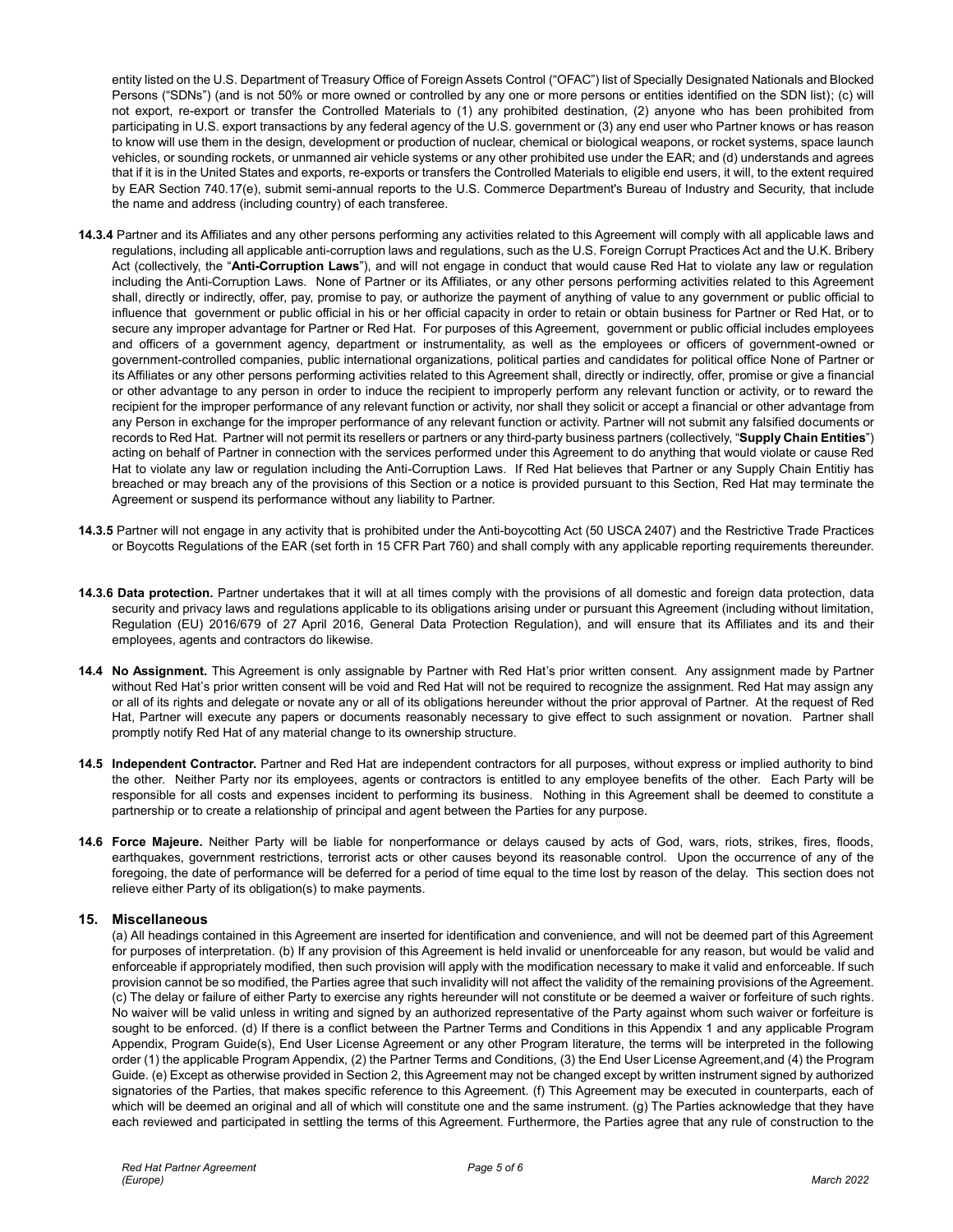entity listed on the U.S. Department of Treasury Office of Foreign Assets Control ("OFAC") list of Specially Designated Nationals and Blocked Persons ("SDNs") (and is not 50% or more owned or controlled by any one or more persons or entities identified on the SDN list); (c) will not export, re-export or transfer the Controlled Materials to (1) any prohibited destination, (2) anyone who has been prohibited from participating in U.S. export transactions by any federal agency of the U.S. government or (3) any end user who Partner knows or has reason to know will use them in the design, development or production of nuclear, chemical or biological weapons, or rocket systems, space launch vehicles, or sounding rockets, or unmanned air vehicle systems or any other prohibited use under the EAR; and (d) understands and agrees that if it is in the United States and exports, re-exports or transfers the Controlled Materials to eligible end users, it will, to the extent required by EAR Section 740.17(e), submit semi-annual reports to the U.S. Commerce Department's Bureau of Industry and Security, that include the name and address (including country) of each transferee.

**14.3.4** Partner and its Affiliates and any other persons performing any activities related to this Agreement will comply with all applicable laws and regulations, including all applicable anti-corruption laws and regulations, such as the U.S. Foreign Corrupt Practices Act and the U.K. Bribery Act (collectively, the "**Anti-Corruption Laws**"), and will not engage in conduct that would cause Red Hat to violate any law or regulation including the Anti-Corruption Laws. None of Partner or its Affiliates, or any other persons performing activities related to this Agreement shall, directly or indirectly, offer, pay, promise to pay, or authorize the payment of anything of value to any government or public official to influence that government or public official in his or her official capacity in order to retain or obtain business for Partner or Red Hat, or to secure any improper advantage for Partner or Red Hat. For purposes of this Agreement, government or public official includes employees and officers of a government agency, department or instrumentality, as well as the employees or officers of government-owned or government-controlled companies, public international organizations, political parties and candidates for political office None of Partner or its Affiliates or any other persons performing activities related to this Agreement shall, directly or indirectly, offer, promise or give a financial or other advantage to any person in order to induce the recipient to improperly perform any relevant function or activity, or to reward the recipient for the improper performance of any relevant function or activity, nor shall they solicit or accept a financial or other advantage from any Person in exchange for the improper performance of any relevant function or activity. Partner will not submit any falsified documents or records to Red Hat. Partner will not permit its resellers or partners or any third-party business partners (collectively, "**Supply Chain Entities**") acting on behalf of Partner in connection with the services performed under this Agreement to do anything that would violate or cause Red Hat to violate any law or regulation including the Anti-Corruption Laws. If Red Hat believes that Partner or any Supply Chain Entitiy has breached or may breach any of the provisions of this Section or a notice is provided pursuant to this Section, Red Hat may terminate the Agreement or suspend its performance without any liability to Partner.

**14.3.5** Partner will not engage in any activity that is prohibited under the Anti-boycotting Act (50 USCA 2407) and the Restrictive Trade Practices or Boycotts Regulations of the EAR (set forth in 15 CFR Part 760) and shall comply with any applicable reporting requirements thereunder.

**14.3.6 Data protection.** Partner undertakes that it will at all times comply with the provisions of all domestic and foreign data protection, data security and privacy laws and regulations applicable to its obligations arising under or pursuant this Agreement (including without limitation, Regulation (EU) 2016/679 of 27 April 2016, General Data Protection Regulation), and will ensure that its Affiliates and its and their employees, agents and contractors do likewise.

**14.4 No Assignment.** This Agreement is only assignable by Partner with Red Hat's prior written consent. Any assignment made by Partner without Red Hat's prior written consent will be void and Red Hat will not be required to recognize the assignment. Red Hat may assign any or all of its rights and delegate or novate any or all of its obligations hereunder without the prior approval of Partner. At the request of Red Hat, Partner will execute any papers or documents reasonably necessary to give effect to such assignment or novation. Partner shall promptly notify Red Hat of any material change to its ownership structure.

**14.5 Independent Contractor.** Partner and Red Hat are independent contractors for all purposes, without express or implied authority to bind the other. Neither Party nor its employees, agents or contractors is entitled to any employee benefits of the other. Each Party will be responsible for all costs and expenses incident to performing its business. Nothing in this Agreement shall be deemed to constitute a partnership or to create a relationship of principal and agent between the Parties for any purpose.

**14.6 Force Majeure.** Neither Party will be liable for nonperformance or delays caused by acts of God, wars, riots, strikes, fires, floods, earthquakes, government restrictions, terrorist acts or other causes beyond its reasonable control. Upon the occurrence of any of the foregoing, the date of performance will be deferred for a period of time equal to the time lost by reason of the delay. This section does not relieve either Party of its obligation(s) to make payments.

## 15. Miscellaneous

(a) All headings contained in this Agreement are inserted for identification and convenience, and will not be deemed part of this Agreement for purposes of interpretation. (b) If any provision of this Agreement is held invalid or unenforceable for any reason, but would be valid and enforceable if appropriately modified, then such provision will apply with the modification necessary to make it valid and enforceable. If such provision cannot be so modified, the Parties agree that such invalidity will not affect the validity of the remaining provisions of the Agreement. (c) The delay or failure of either Party to exercise any rights hereunder will not constitute or be deemed a waiver or forfeiture of such rights. No waiver will be valid unless in writing and signed by an authorized representative of the Party against whom such waiver or forfeiture is sought to be enforced. (d) If there is a conflict between the Partner Terms and Conditions in this Appendix 1 and any applicable Program Appendix, Program Guide(s), End User License Agreement or any other Program literature, the terms will be interpreted in the following order (1) the applicable Program Appendix, (2) the Partner Terms and Conditions, (3) the End User License Agreement,and (4) the Program Guide. (e) Except as otherwise provided in Section 2, this Agreement may not be changed except by written instrument signed by authorized signatories of the Parties, that makes specific reference to this Agreement. (f) This Agreement may be executed in counterparts, each of which will be deemed an original and all of which will constitute one and the same instrument. (g) The Parties acknowledge that they have each reviewed and participated in settling the terms of this Agreement. Furthermore, the Parties agree that any rule of construction to the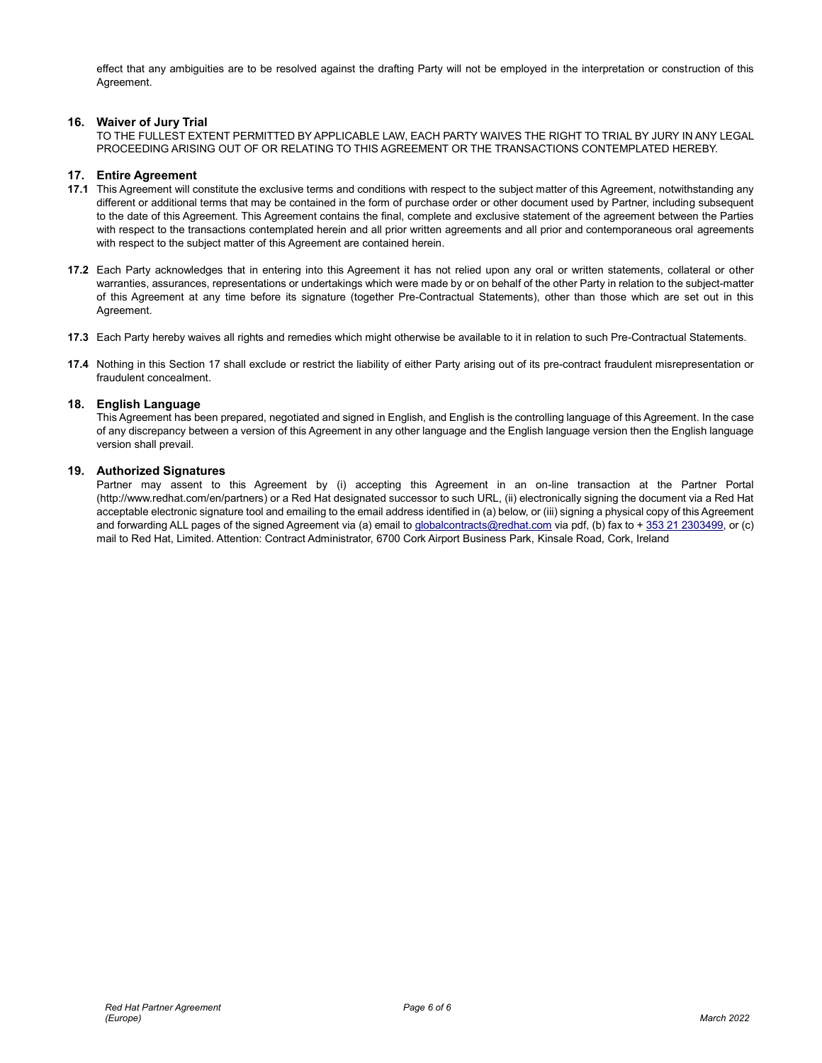effect that any ambiguities are to be resolved against the drafting Party will not be employed in the interpretation or construction of this Agreement.

## 16. Waiver of Jury Trial

TO THE FULLEST EXTENT PERMITTED BY APPLICABLE LAW, EACH PARTY WAIVES THE RIGHT TO TRIAL BY JURY IN ANY LEGAL PROCEEDING ARISING OUT OF OR RELATING TO THIS AGREEMENT OR THE TRANSACTIONS CONTEMPLATED HEREBY.

## 17. Entire Agreement

**17.1** This Agreement will constitute the exclusive terms and conditions with respect to the subject matter of this Agreement, notwithstanding any different or additional terms that may be contained in the form of purchase order or other document used by Partner, including subsequent to the date of this Agreement. This Agreement contains the final, complete and exclusive statement of the agreement between the Parties with respect to the transactions contemplated herein and all prior written agreements and all prior and contemporaneous oral agreements with respect to the subject matter of this Agreement are contained herein.

**17.2** Each Party acknowledges that in entering into this Agreement it has not relied upon any oral or written statements, collateral or other warranties, assurances, representations or undertakings which were made by or on behalf of the other Party in relation to the subject-matter of this Agreement at any time before its signature (together Pre-Contractual Statements), other than those which are set out in this Agreement.

**17.3** Each Party hereby waives all rights and remedies which might otherwise be available to it in relation to such Pre-Contractual Statements.

**17.4** Nothing in this Section 17 shall exclude or restrict the liability of either Party arising out of its pre-contract fraudulent misrepresentation or fraudulent concealment.

## 18. English Language

This Agreement has been prepared, negotiated and signed in English, and English is the controlling language of this Agreement. In the case of any discrepancy between a version of this Agreement in any other language and the English language version then the English language version shall prevail.

## 19. Authorized Signatures

Partner may assent to this Agreement by (i) accepting this Agreement in an on-line transaction at the Partner Portal (http://www.redhat.com/en/partners) or a Red Hat designated successor to such URL, (ii) electronically signing the document via a Red Hat acceptable electronic signature tool and emailing to the email address identified in (a) below, or (iii) signing a physical copy of this Agreement and forwarding ALL pages of the signed Agreement via (a) email to globalcontracts@redhat.com via pdf, (b) fax to + 353 21 2303499, or (c) mail to Red Hat, Limited. Attention: Contract Administrator, 6700 Cork Airport Business Park, Kinsale Road, Cork, Ireland